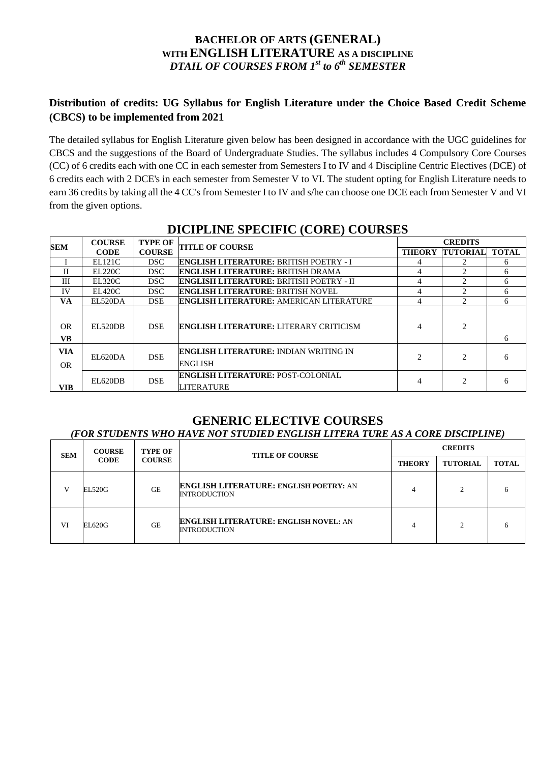# BACHELOR OF ARTS (GENERAL)
## WITH ENGLISH LITERATURE AS A DISCIPLINE
### *DTAIL OF COURSES FROM 1st to 6th SEMESTER*

**Distribution of credits: UG Syllabus for English Literature under the Choice Based Credit Scheme (CBCS) to be implemented from 2021**

The detailed syllabus for English Literature given below has been designed in accordance with the UGC guidelines for CBCS and the suggestions of the Board of Undergraduate Studies. The syllabus includes 4 Compulsory Core Courses (CC) of 6 credits each with one CC in each semester from Semesters I to IV and 4 Discipline Centric Electives (DCE) of 6 credits each with 2 DCE's in each semester from Semester V to VI. The student opting for English Literature needs to earn 36 credits by taking all the 4 CC's from Semester I to IV and s/he can choose one DCE each from Semester V and VI from the given options.

## DICIPLINE SPECIFIC (CORE) COURSES

| SEM | COURSE CODE | TYPE OF COURSE | TITLE OF COURSE | CREDITS | | |
|---|---|---|---|---|---|---|
| | | | | THEORY | TUTORIAL | TOTAL |
| I | EL121C | DSC | **ENGLISH LITERATURE:** BRITISH POETRY - I | 4 | 2 | 6 |
| II | EL220C | DSC | **ENGLISH LITERATURE:** BRITISH DRAMA | 4 | 2 | 6 |
| III | EL320C | DSC | **ENGLISH LITERATURE:** BRITISH POETRY - II | 4 | 2 | 6 |
| IV | EL420C | DSC | **ENGLISH LITERATURE**: BRITISH NOVEL | 4 | 2 | 6 |
| **VA** | EL520DA | DSE | **ENGLISH LITERATURE:** AMERICAN LITERATURE | 4 | 2 | 6 |
| OR **VB** | EL520DB | DSE | **ENGLISH LITERATURE:** LITERARY CRITICISM | 4 | 2 | 6 |
| **VIA** OR | EL620DA | DSE | **ENGLISH LITERATURE:** INDIAN WRITING IN ENGLISH | 2 | 2 | 6 |
| **VIB** | EL620DB | DSE | **ENGLISH LITERATURE:** POST-COLONIAL LITERATURE | 4 | 2 | 6 |

## GENERIC ELECTIVE COURSES

*(FOR STUDENTS WHO HAVE NOT STUDIED ENGLISH LITERA TURE AS A CORE DISCIPLINE)*

| SEM | COURSE CODE | TYPE OF COURSE | TITLE OF COURSE | CREDITS | | |
|---|---|---|---|---|---|---|
| | | | | THEORY | TUTORIAL | TOTAL |
| V | EL520G | GE | **ENGLISH LITERATURE: ENGLISH POETRY:** AN INTRODUCTION | 4 | 2 | 6 |
| VI | EL620G | GE | **ENGLISH LITERATURE: ENGLISH NOVEL:** AN INTRODUCTION | 4 | 2 | 6 |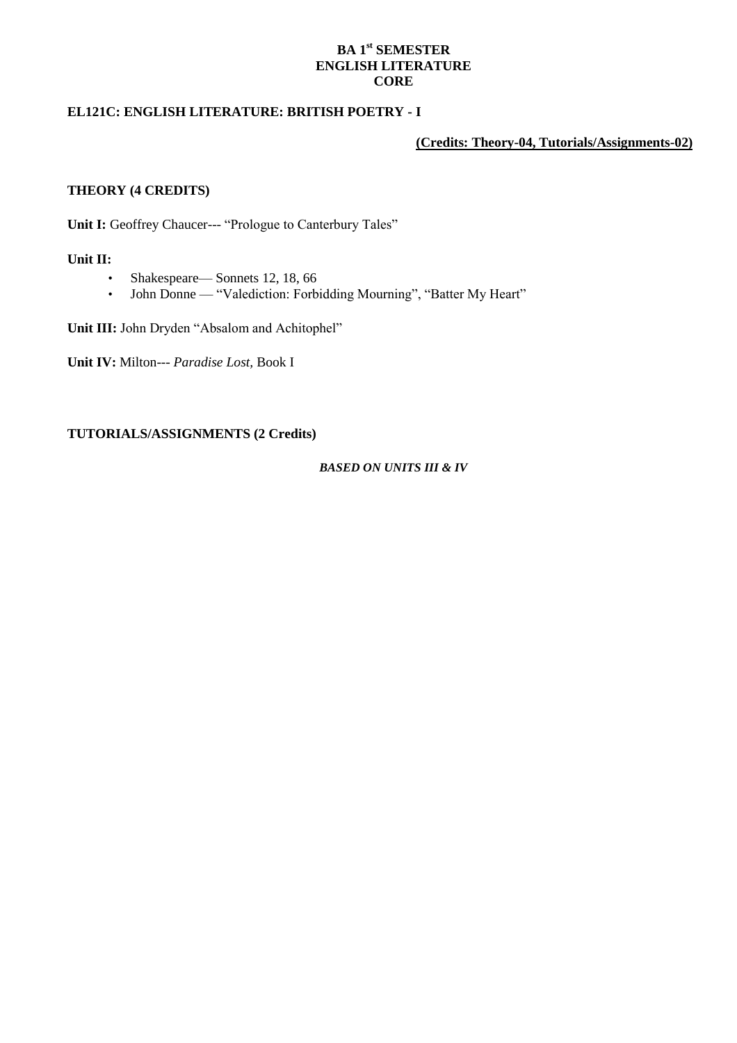# BA 1st SEMESTER
# ENGLISH LITERATURE
# CORE

## EL121C: ENGLISH LITERATURE: BRITISH POETRY - I

**(Credits: Theory-04, Tutorials/Assignments-02)**

### THEORY (4 CREDITS)

**Unit I:** Geoffrey Chaucer--- "Prologue to Canterbury Tales"

**Unit II:**

- Shakespeare— Sonnets 12, 18, 66
- John Donne — "Valediction: Forbidding Mourning", "Batter My Heart"

**Unit III:** John Dryden "Absalom and Achitophel"

**Unit IV:** Milton--- *Paradise Lost*, Book I

### TUTORIALS/ASSIGNMENTS (2 Credits)

***BASED ON UNITS III & IV***